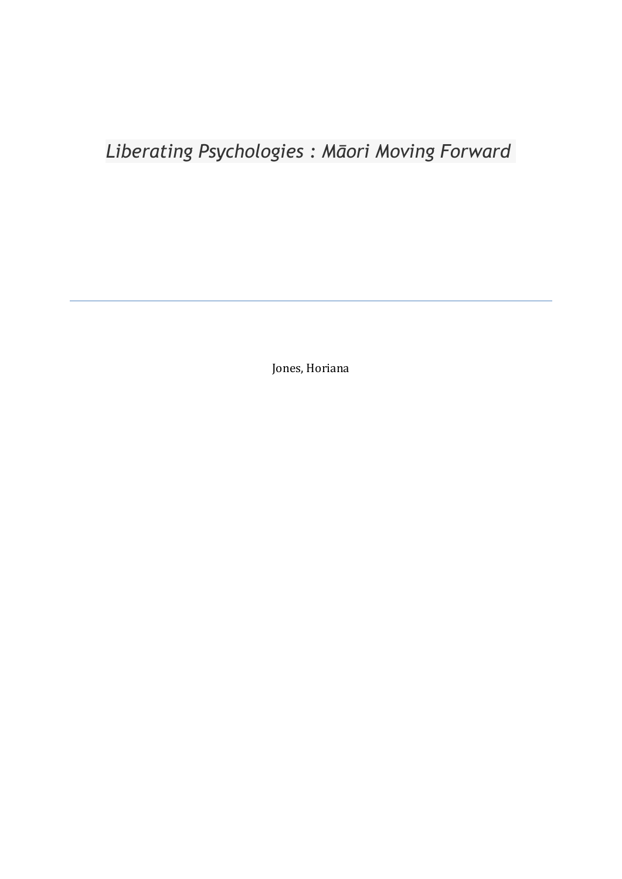# *Liberating Psychologies : Māori Moving Forward*

---

Jones, Horiana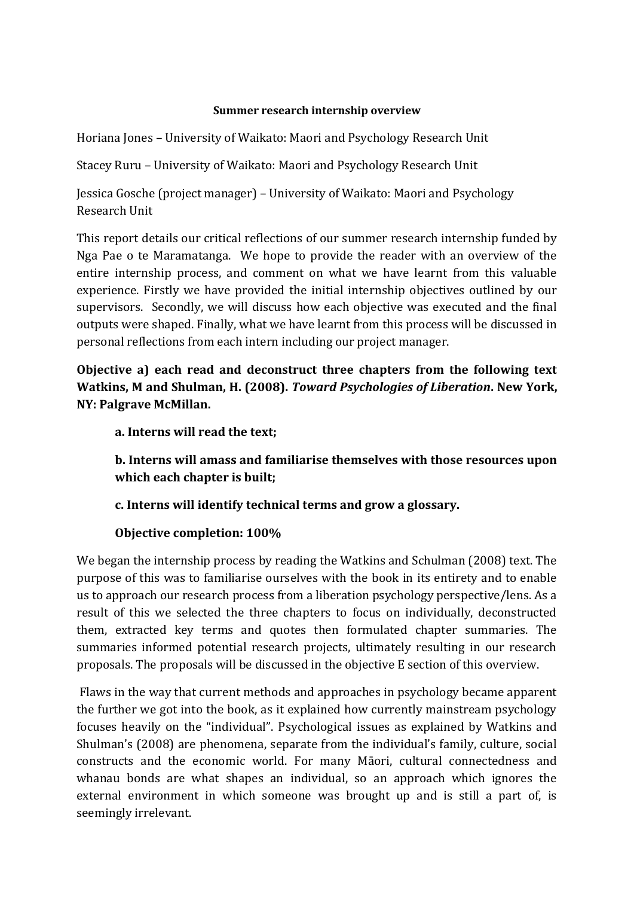**Summer research internship overview**

Horiana Jones – University of Waikato: Maori and Psychology Research Unit

Stacey Ruru – University of Waikato: Maori and Psychology Research Unit

Jessica Gosche (project manager) – University of Waikato: Maori and Psychology Research Unit

This report details our critical reflections of our summer research internship funded by Nga Pae o te Maramatanga. We hope to provide the reader with an overview of the entire internship process, and comment on what we have learnt from this valuable experience. Firstly we have provided the initial internship objectives outlined by our supervisors. Secondly, we will discuss how each objective was executed and the final outputs were shaped. Finally, what we have learnt from this process will be discussed in personal reflections from each intern including our project manager.

**Objective a) each read and deconstruct three chapters from the following text Watkins, M and Shulman, H. (2008). *Toward Psychologies of Liberation*. New York, NY: Palgrave McMillan.**

> **a. Interns will read the text;**
>
> **b. Interns will amass and familiarise themselves with those resources upon which each chapter is built;**
>
> **c. Interns will identify technical terms and grow a glossary.**
>
> **Objective completion: 100%**

We began the internship process by reading the Watkins and Schulman (2008) text. The purpose of this was to familiarise ourselves with the book in its entirety and to enable us to approach our research process from a liberation psychology perspective/lens. As a result of this we selected the three chapters to focus on individually, deconstructed them, extracted key terms and quotes then formulated chapter summaries. The summaries informed potential research projects, ultimately resulting in our research proposals. The proposals will be discussed in the objective E section of this overview.

Flaws in the way that current methods and approaches in psychology became apparent the further we got into the book, as it explained how currently mainstream psychology focuses heavily on the "individual". Psychological issues as explained by Watkins and Shulman's (2008) are phenomena, separate from the individual's family, culture, social constructs and the economic world. For many Māori, cultural connectedness and whanau bonds are what shapes an individual, so an approach which ignores the external environment in which someone was brought up and is still a part of, is seemingly irrelevant.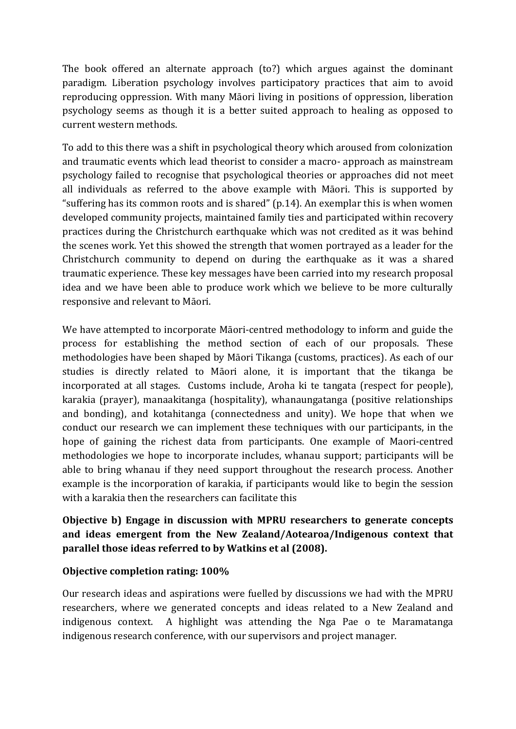The book offered an alternate approach (to?) which argues against the dominant paradigm. Liberation psychology involves participatory practices that aim to avoid reproducing oppression. With many Māori living in positions of oppression, liberation psychology seems as though it is a better suited approach to healing as opposed to current western methods.

To add to this there was a shift in psychological theory which aroused from colonization and traumatic events which lead theorist to consider a macro- approach as mainstream psychology failed to recognise that psychological theories or approaches did not meet all individuals as referred to the above example with Māori. This is supported by "suffering has its common roots and is shared" (p.14). An exemplar this is when women developed community projects, maintained family ties and participated within recovery practices during the Christchurch earthquake which was not credited as it was behind the scenes work. Yet this showed the strength that women portrayed as a leader for the Christchurch community to depend on during the earthquake as it was a shared traumatic experience. These key messages have been carried into my research proposal idea and we have been able to produce work which we believe to be more culturally responsive and relevant to Māori.

We have attempted to incorporate Māori-centred methodology to inform and guide the process for establishing the method section of each of our proposals. These methodologies have been shaped by Māori Tikanga (customs, practices). As each of our studies is directly related to Māori alone, it is important that the tikanga be incorporated at all stages. Customs include, Aroha ki te tangata (respect for people), karakia (prayer), manaakitanga (hospitality), whanaungatanga (positive relationships and bonding), and kotahitanga (connectedness and unity). We hope that when we conduct our research we can implement these techniques with our participants, in the hope of gaining the richest data from participants. One example of Maori-centred methodologies we hope to incorporate includes, whanau support; participants will be able to bring whanau if they need support throughout the research process. Another example is the incorporation of karakia, if participants would like to begin the session with a karakia then the researchers can facilitate this

**Objective b) Engage in discussion with MPRU researchers to generate concepts and ideas emergent from the New Zealand/Aotearoa/Indigenous context that parallel those ideas referred to by Watkins et al (2008).**

**Objective completion rating: 100%**

Our research ideas and aspirations were fuelled by discussions we had with the MPRU researchers, where we generated concepts and ideas related to a New Zealand and indigenous context. A highlight was attending the Nga Pae o te Maramatanga indigenous research conference, with our supervisors and project manager.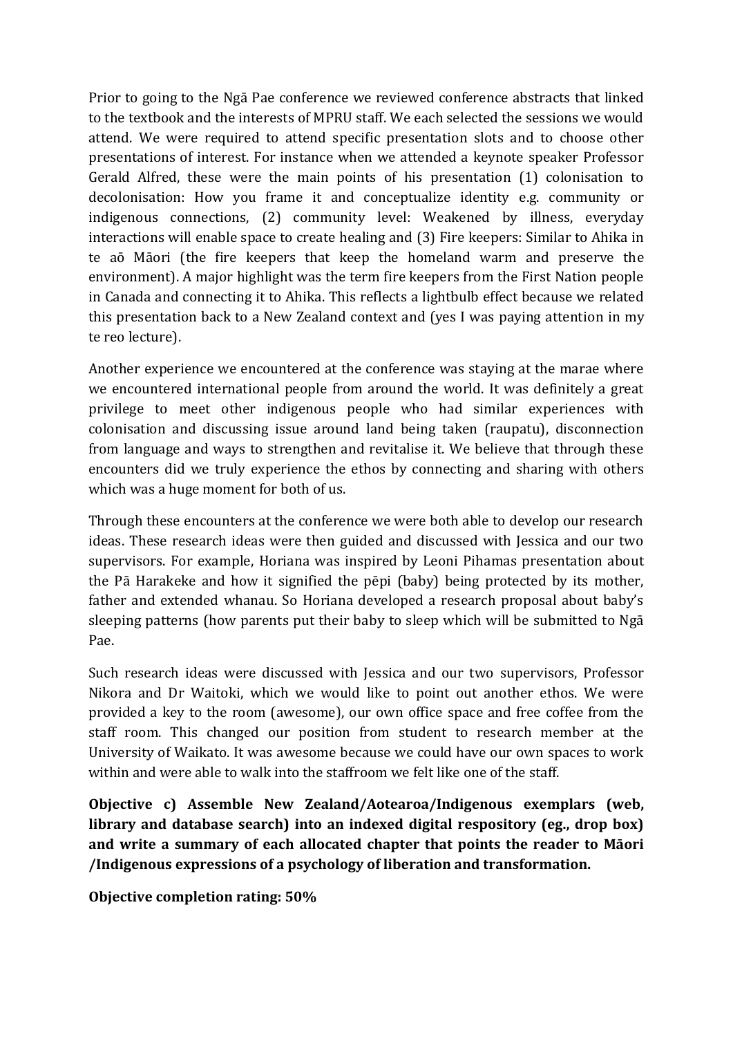Prior to going to the Ngā Pae conference we reviewed conference abstracts that linked to the textbook and the interests of MPRU staff. We each selected the sessions we would attend. We were required to attend specific presentation slots and to choose other presentations of interest. For instance when we attended a keynote speaker Professor Gerald Alfred, these were the main points of his presentation (1) colonisation to decolonisation: How you frame it and conceptualize identity e.g. community or indigenous connections, (2) community level: Weakened by illness, everyday interactions will enable space to create healing and (3) Fire keepers: Similar to Ahika in te aō Māori (the fire keepers that keep the homeland warm and preserve the environment). A major highlight was the term fire keepers from the First Nation people in Canada and connecting it to Ahika. This reflects a lightbulb effect because we related this presentation back to a New Zealand context and (yes I was paying attention in my te reo lecture).

Another experience we encountered at the conference was staying at the marae where we encountered international people from around the world. It was definitely a great privilege to meet other indigenous people who had similar experiences with colonisation and discussing issue around land being taken (raupatu), disconnection from language and ways to strengthen and revitalise it. We believe that through these encounters did we truly experience the ethos by connecting and sharing with others which was a huge moment for both of us.

Through these encounters at the conference we were both able to develop our research ideas. These research ideas were then guided and discussed with Jessica and our two supervisors. For example, Horiana was inspired by Leoni Pihamas presentation about the Pā Harakeke and how it signified the pēpi (baby) being protected by its mother, father and extended whanau. So Horiana developed a research proposal about baby's sleeping patterns (how parents put their baby to sleep which will be submitted to Ngā Pae.

Such research ideas were discussed with Jessica and our two supervisors, Professor Nikora and Dr Waitoki, which we would like to point out another ethos. We were provided a key to the room (awesome), our own office space and free coffee from the staff room. This changed our position from student to research member at the University of Waikato. It was awesome because we could have our own spaces to work within and were able to walk into the staffroom we felt like one of the staff.

**Objective c) Assemble New Zealand/Aotearoa/Indigenous exemplars (web, library and database search) into an indexed digital respository (eg., drop box) and write a summary of each allocated chapter that points the reader to Māori /Indigenous expressions of a psychology of liberation and transformation.**

**Objective completion rating: 50%**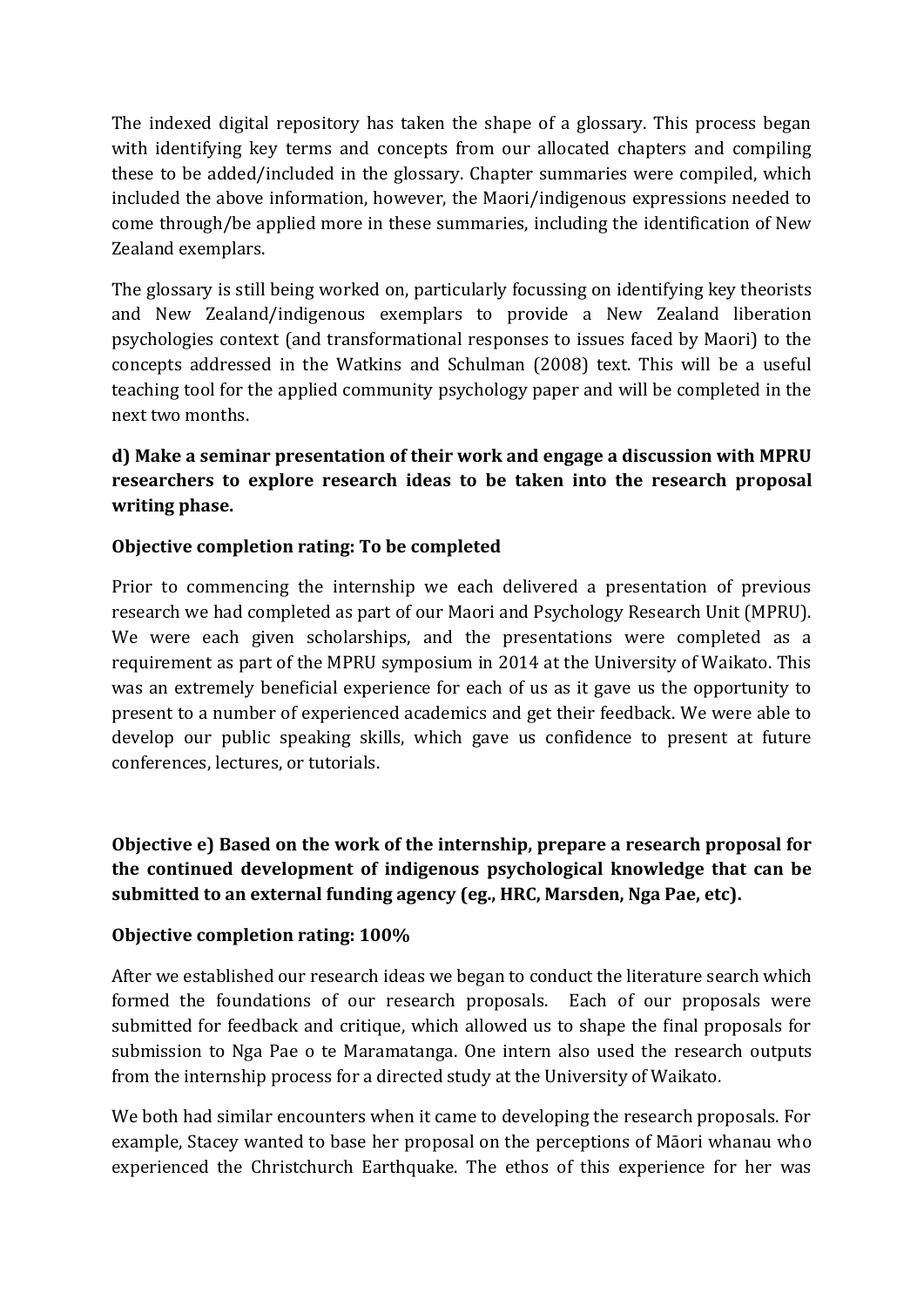The indexed digital repository has taken the shape of a glossary. This process began with identifying key terms and concepts from our allocated chapters and compiling these to be added/included in the glossary. Chapter summaries were compiled, which included the above information, however, the Maori/indigenous expressions needed to come through/be applied more in these summaries, including the identification of New Zealand exemplars.

The glossary is still being worked on, particularly focussing on identifying key theorists and New Zealand/indigenous exemplars to provide a New Zealand liberation psychologies context (and transformational responses to issues faced by Maori) to the concepts addressed in the Watkins and Schulman (2008) text. This will be a useful teaching tool for the applied community psychology paper and will be completed in the next two months.

**d) Make a seminar presentation of their work and engage a discussion with MPRU researchers to explore research ideas to be taken into the research proposal writing phase.**

**Objective completion rating: To be completed**

Prior to commencing the internship we each delivered a presentation of previous research we had completed as part of our Maori and Psychology Research Unit (MPRU). We were each given scholarships, and the presentations were completed as a requirement as part of the MPRU symposium in 2014 at the University of Waikato. This was an extremely beneficial experience for each of us as it gave us the opportunity to present to a number of experienced academics and get their feedback. We were able to develop our public speaking skills, which gave us confidence to present at future conferences, lectures, or tutorials.

**Objective e) Based on the work of the internship, prepare a research proposal for the continued development of indigenous psychological knowledge that can be submitted to an external funding agency (eg., HRC, Marsden, Nga Pae, etc).**

**Objective completion rating: 100%**

After we established our research ideas we began to conduct the literature search which formed the foundations of our research proposals. Each of our proposals were submitted for feedback and critique, which allowed us to shape the final proposals for submission to Nga Pae o te Maramatanga. One intern also used the research outputs from the internship process for a directed study at the University of Waikato.

We both had similar encounters when it came to developing the research proposals. For example, Stacey wanted to base her proposal on the perceptions of Māori whanau who experienced the Christchurch Earthquake. The ethos of this experience for her was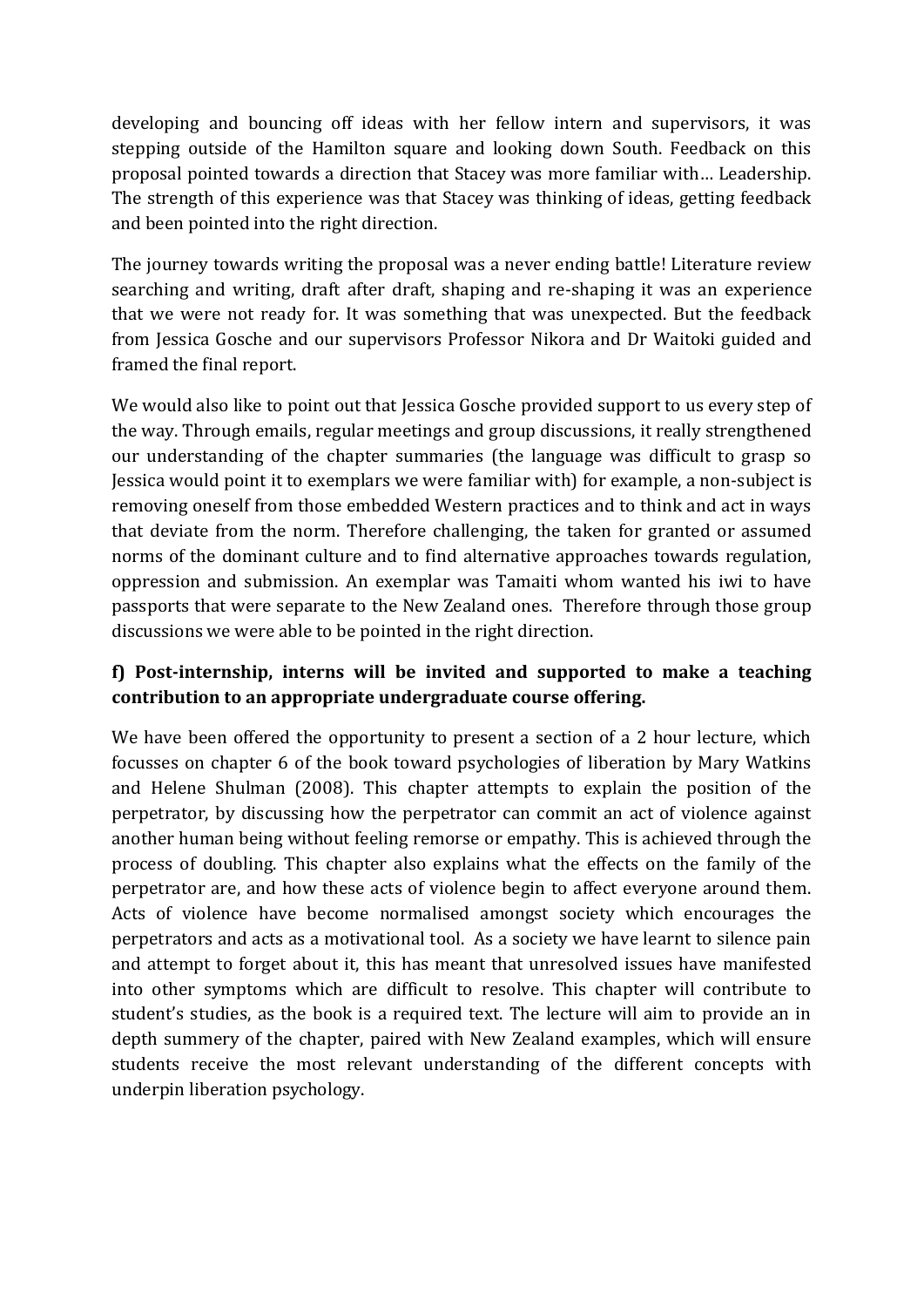developing and bouncing off ideas with her fellow intern and supervisors, it was stepping outside of the Hamilton square and looking down South. Feedback on this proposal pointed towards a direction that Stacey was more familiar with… Leadership. The strength of this experience was that Stacey was thinking of ideas, getting feedback and been pointed into the right direction.

The journey towards writing the proposal was a never ending battle! Literature review searching and writing, draft after draft, shaping and re-shaping it was an experience that we were not ready for. It was something that was unexpected. But the feedback from Jessica Gosche and our supervisors Professor Nikora and Dr Waitoki guided and framed the final report.

We would also like to point out that Jessica Gosche provided support to us every step of the way. Through emails, regular meetings and group discussions, it really strengthened our understanding of the chapter summaries (the language was difficult to grasp so Jessica would point it to exemplars we were familiar with) for example, a non-subject is removing oneself from those embedded Western practices and to think and act in ways that deviate from the norm. Therefore challenging, the taken for granted or assumed norms of the dominant culture and to find alternative approaches towards regulation, oppression and submission. An exemplar was Tamaiti whom wanted his iwi to have passports that were separate to the New Zealand ones. Therefore through those group discussions we were able to be pointed in the right direction.

### f) Post-internship, interns will be invited and supported to make a teaching contribution to an appropriate undergraduate course offering.

We have been offered the opportunity to present a section of a 2 hour lecture, which focusses on chapter 6 of the book toward psychologies of liberation by Mary Watkins and Helene Shulman (2008). This chapter attempts to explain the position of the perpetrator, by discussing how the perpetrator can commit an act of violence against another human being without feeling remorse or empathy. This is achieved through the process of doubling. This chapter also explains what the effects on the family of the perpetrator are, and how these acts of violence begin to affect everyone around them. Acts of violence have become normalised amongst society which encourages the perpetrators and acts as a motivational tool. As a society we have learnt to silence pain and attempt to forget about it, this has meant that unresolved issues have manifested into other symptoms which are difficult to resolve. This chapter will contribute to student's studies, as the book is a required text. The lecture will aim to provide an in depth summery of the chapter, paired with New Zealand examples, which will ensure students receive the most relevant understanding of the different concepts with underpin liberation psychology.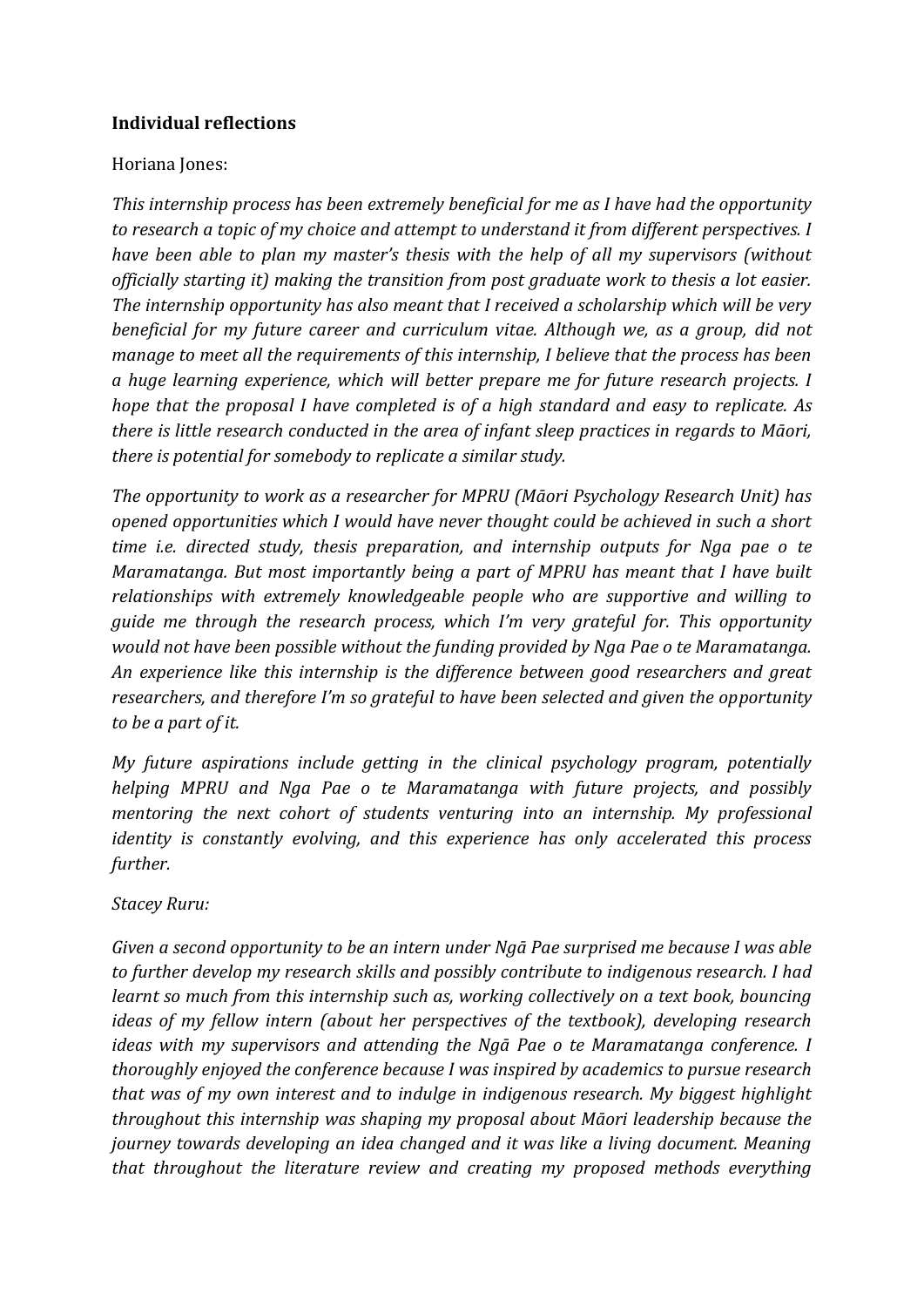**Individual reflections**

Horiana Jones:

*This internship process has been extremely beneficial for me as I have had the opportunity to research a topic of my choice and attempt to understand it from different perspectives. I have been able to plan my master's thesis with the help of all my supervisors (without officially starting it) making the transition from post graduate work to thesis a lot easier. The internship opportunity has also meant that I received a scholarship which will be very beneficial for my future career and curriculum vitae. Although we, as a group, did not manage to meet all the requirements of this internship, I believe that the process has been a huge learning experience, which will better prepare me for future research projects. I hope that the proposal I have completed is of a high standard and easy to replicate. As there is little research conducted in the area of infant sleep practices in regards to Māori, there is potential for somebody to replicate a similar study.*

*The opportunity to work as a researcher for MPRU (Māori Psychology Research Unit) has opened opportunities which I would have never thought could be achieved in such a short time i.e. directed study, thesis preparation, and internship outputs for Nga pae o te Maramatanga. But most importantly being a part of MPRU has meant that I have built relationships with extremely knowledgeable people who are supportive and willing to guide me through the research process, which I'm very grateful for. This opportunity would not have been possible without the funding provided by Nga Pae o te Maramatanga. An experience like this internship is the difference between good researchers and great researchers, and therefore I'm so grateful to have been selected and given the opportunity to be a part of it.*

*My future aspirations include getting in the clinical psychology program, potentially helping MPRU and Nga Pae o te Maramatanga with future projects, and possibly mentoring the next cohort of students venturing into an internship. My professional identity is constantly evolving, and this experience has only accelerated this process further.*

*Stacey Ruru:*

*Given a second opportunity to be an intern under Ngā Pae surprised me because I was able to further develop my research skills and possibly contribute to indigenous research. I had learnt so much from this internship such as, working collectively on a text book, bouncing ideas of my fellow intern (about her perspectives of the textbook), developing research ideas with my supervisors and attending the Ngā Pae o te Maramatanga conference. I thoroughly enjoyed the conference because I was inspired by academics to pursue research that was of my own interest and to indulge in indigenous research. My biggest highlight throughout this internship was shaping my proposal about Māori leadership because the journey towards developing an idea changed and it was like a living document. Meaning that throughout the literature review and creating my proposed methods everything*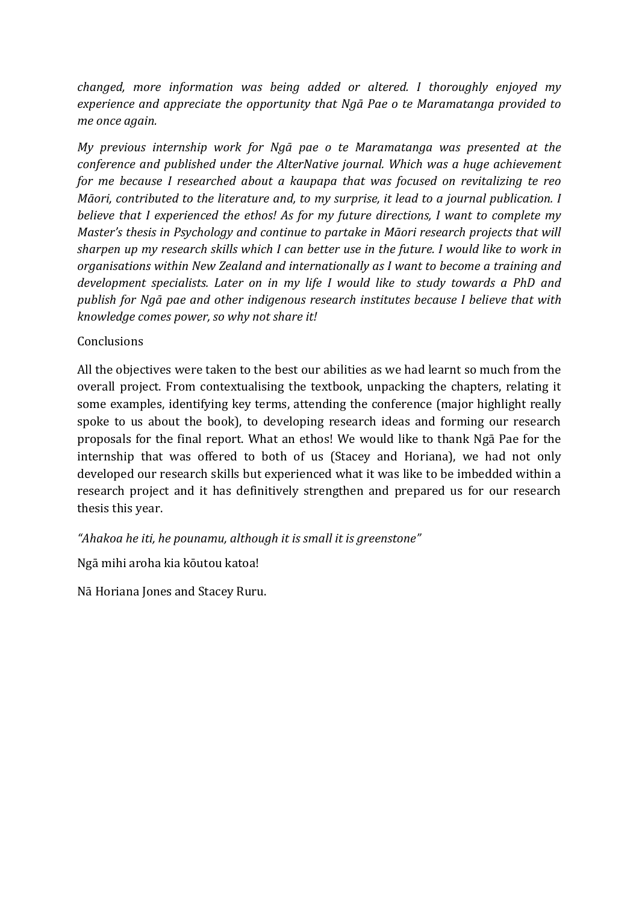*changed, more information was being added or altered. I thoroughly enjoyed my experience and appreciate the opportunity that Ngā Pae o te Maramatanga provided to me once again.*

*My previous internship work for Ngā pae o te Maramatanga was presented at the conference and published under the AlterNative journal. Which was a huge achievement for me because I researched about a kaupapa that was focused on revitalizing te reo Māori, contributed to the literature and, to my surprise, it lead to a journal publication. I believe that I experienced the ethos! As for my future directions, I want to complete my Master's thesis in Psychology and continue to partake in Māori research projects that will sharpen up my research skills which I can better use in the future. I would like to work in organisations within New Zealand and internationally as I want to become a training and development specialists. Later on in my life I would like to study towards a PhD and publish for Ngā pae and other indigenous research institutes because I believe that with knowledge comes power, so why not share it!*

Conclusions

All the objectives were taken to the best our abilities as we had learnt so much from the overall project. From contextualising the textbook, unpacking the chapters, relating it some examples, identifying key terms, attending the conference (major highlight really spoke to us about the book), to developing research ideas and forming our research proposals for the final report. What an ethos! We would like to thank Ngā Pae for the internship that was offered to both of us (Stacey and Horiana), we had not only developed our research skills but experienced what it was like to be imbedded within a research project and it has definitively strengthen and prepared us for our research thesis this year.

*"Ahakoa he iti, he pounamu, although it is small it is greenstone"*

Ngā mihi aroha kia kōutou katoa!

Nā Horiana Jones and Stacey Ruru.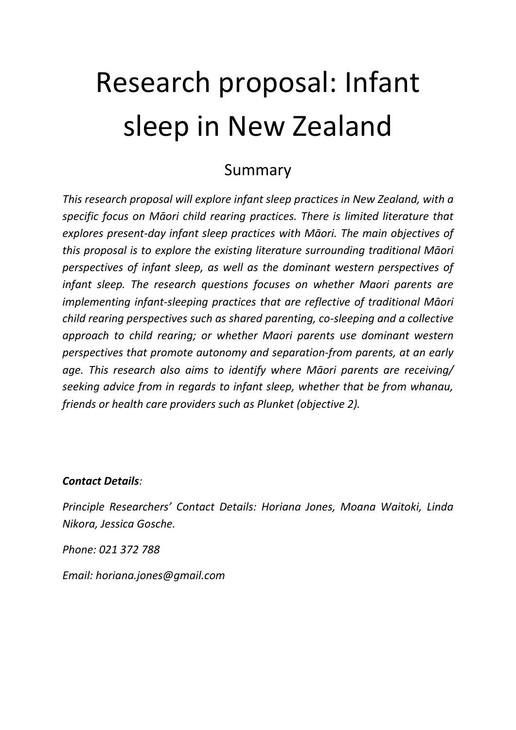# Research proposal: Infant sleep in New Zealand

## Summary

*This research proposal will explore infant sleep practices in New Zealand, with a specific focus on Māori child rearing practices. There is limited literature that explores present-day infant sleep practices with Māori. The main objectives of this proposal is to explore the existing literature surrounding traditional Māori perspectives of infant sleep, as well as the dominant western perspectives of infant sleep. The research questions focuses on whether Maori parents are implementing infant-sleeping practices that are reflective of traditional Māori child rearing perspectives such as shared parenting, co-sleeping and a collective approach to child rearing; or whether Maori parents use dominant western perspectives that promote autonomy and separation-from parents, at an early age. This research also aims to identify where Māori parents are receiving/ seeking advice from in regards to infant sleep, whether that be from whanau, friends or health care providers such as Plunket (objective 2).*

***Contact Details****:*

*Principle Researchers' Contact Details: Horiana Jones, Moana Waitoki, Linda Nikora, Jessica Gosche.*

*Phone: 021 372 788*

*Email: horiana.jones@gmail.com*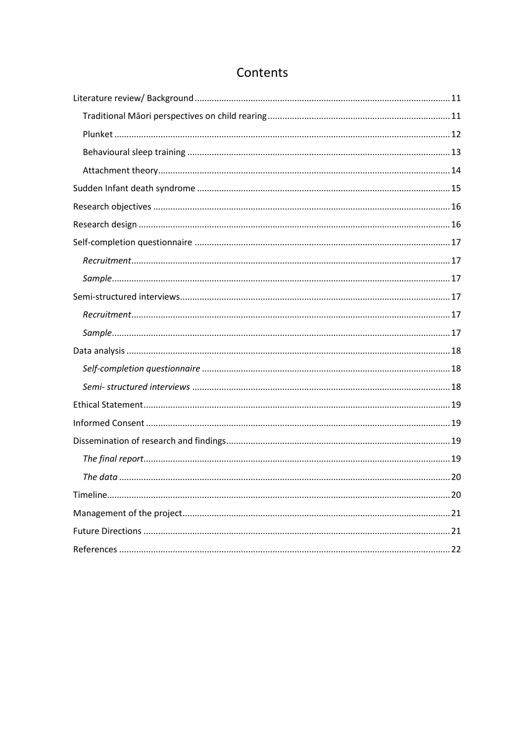# Contents

- Literature review/ Background ........ 11
  - Traditional Māori perspectives on child rearing ........ 11
  - Plunket ........ 12
  - Behavioural sleep training ........ 13
  - Attachment theory ........ 14
- Sudden Infant death syndrome ........ 15
- Research objectives ........ 16
- Research design ........ 16
- Self-completion questionnaire ........ 17
  - *Recruitment* ........ 17
  - *Sample* ........ 17
- Semi-structured interviews ........ 17
  - *Recruitment* ........ 17
  - *Sample* ........ 17
- Data analysis ........ 18
  - *Self-completion questionnaire* ........ 18
  - *Semi- structured interviews* ........ 18
- Ethical Statement ........ 19
- Informed Consent ........ 19
- Dissemination of research and findings ........ 19
  - *The final report* ........ 19
  - *The data* ........ 20
- Timeline ........ 20
- Management of the project ........ 21
- Future Directions ........ 21
- References ........ 22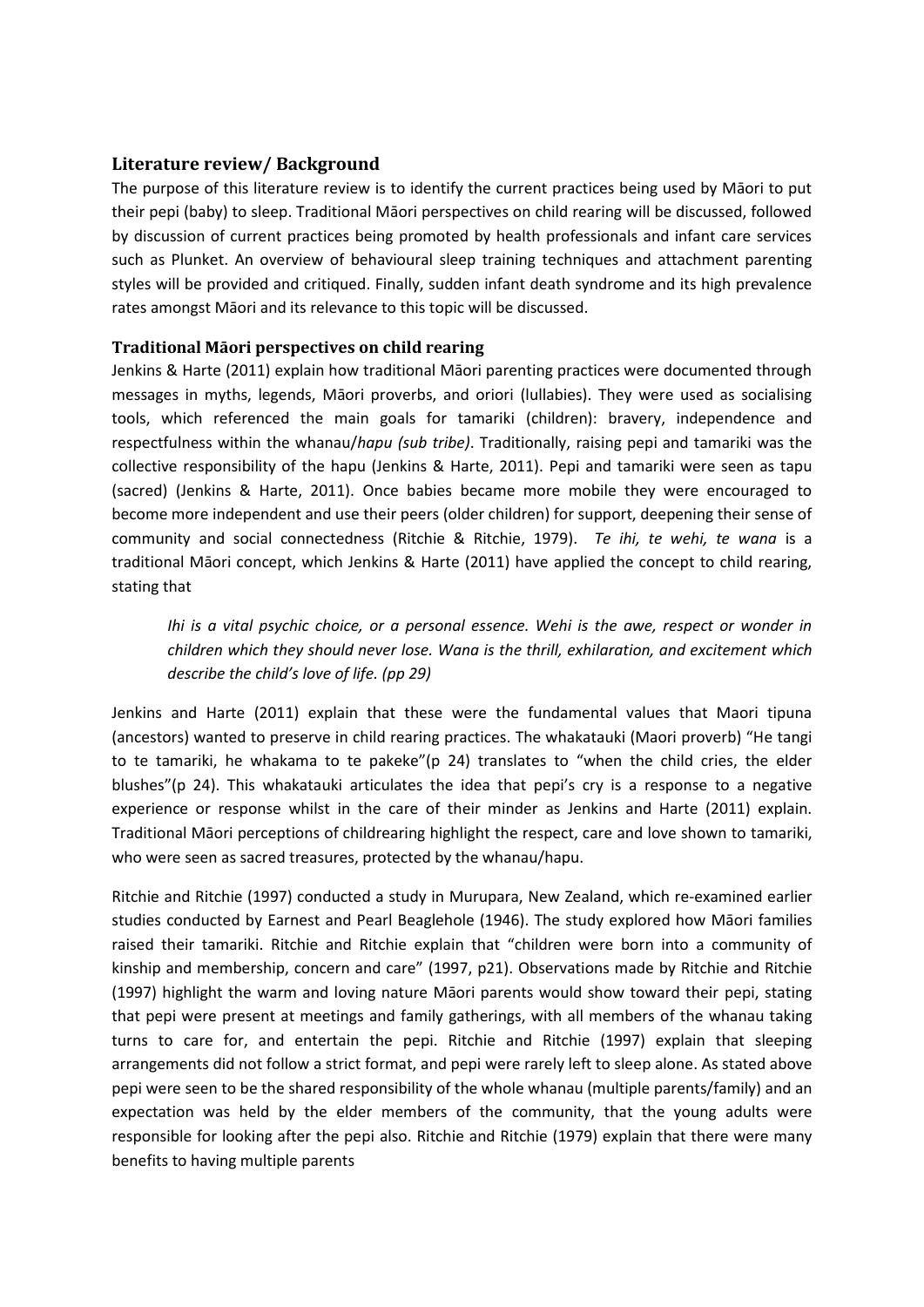## Literature review/ Background

The purpose of this literature review is to identify the current practices being used by Māori to put their pepi (baby) to sleep. Traditional Māori perspectives on child rearing will be discussed, followed by discussion of current practices being promoted by health professionals and infant care services such as Plunket. An overview of behavioural sleep training techniques and attachment parenting styles will be provided and critiqued. Finally, sudden infant death syndrome and its high prevalence rates amongst Māori and its relevance to this topic will be discussed.

### Traditional Māori perspectives on child rearing

Jenkins & Harte (2011) explain how traditional Māori parenting practices were documented through messages in myths, legends, Māori proverbs, and oriori (lullabies). They were used as socialising tools, which referenced the main goals for tamariki (children): bravery, independence and respectfulness within the whanau/*hapu (sub tribe)*. Traditionally, raising pepi and tamariki was the collective responsibility of the hapu (Jenkins & Harte, 2011). Pepi and tamariki were seen as tapu (sacred) (Jenkins & Harte, 2011). Once babies became more mobile they were encouraged to become more independent and use their peers (older children) for support, deepening their sense of community and social connectedness (Ritchie & Ritchie, 1979). *Te ihi, te wehi, te wana* is a traditional Māori concept, which Jenkins & Harte (2011) have applied the concept to child rearing, stating that

> *Ihi is a vital psychic choice, or a personal essence. Wehi is the awe, respect or wonder in children which they should never lose. Wana is the thrill, exhilaration, and excitement which describe the child's love of life. (pp 29)*

Jenkins and Harte (2011) explain that these were the fundamental values that Maori tipuna (ancestors) wanted to preserve in child rearing practices. The whakatauki (Maori proverb) "He tangi to te tamariki, he whakama to te pakeke"(p 24) translates to "when the child cries, the elder blushes"(p 24). This whakatauki articulates the idea that pepi's cry is a response to a negative experience or response whilst in the care of their minder as Jenkins and Harte (2011) explain. Traditional Māori perceptions of childrearing highlight the respect, care and love shown to tamariki, who were seen as sacred treasures, protected by the whanau/hapu.

Ritchie and Ritchie (1997) conducted a study in Murupara, New Zealand, which re-examined earlier studies conducted by Earnest and Pearl Beaglehole (1946). The study explored how Māori families raised their tamariki. Ritchie and Ritchie explain that "children were born into a community of kinship and membership, concern and care" (1997, p21). Observations made by Ritchie and Ritchie (1997) highlight the warm and loving nature Māori parents would show toward their pepi, stating that pepi were present at meetings and family gatherings, with all members of the whanau taking turns to care for, and entertain the pepi. Ritchie and Ritchie (1997) explain that sleeping arrangements did not follow a strict format, and pepi were rarely left to sleep alone. As stated above pepi were seen to be the shared responsibility of the whole whanau (multiple parents/family) and an expectation was held by the elder members of the community, that the young adults were responsible for looking after the pepi also. Ritchie and Ritchie (1979) explain that there were many benefits to having multiple parents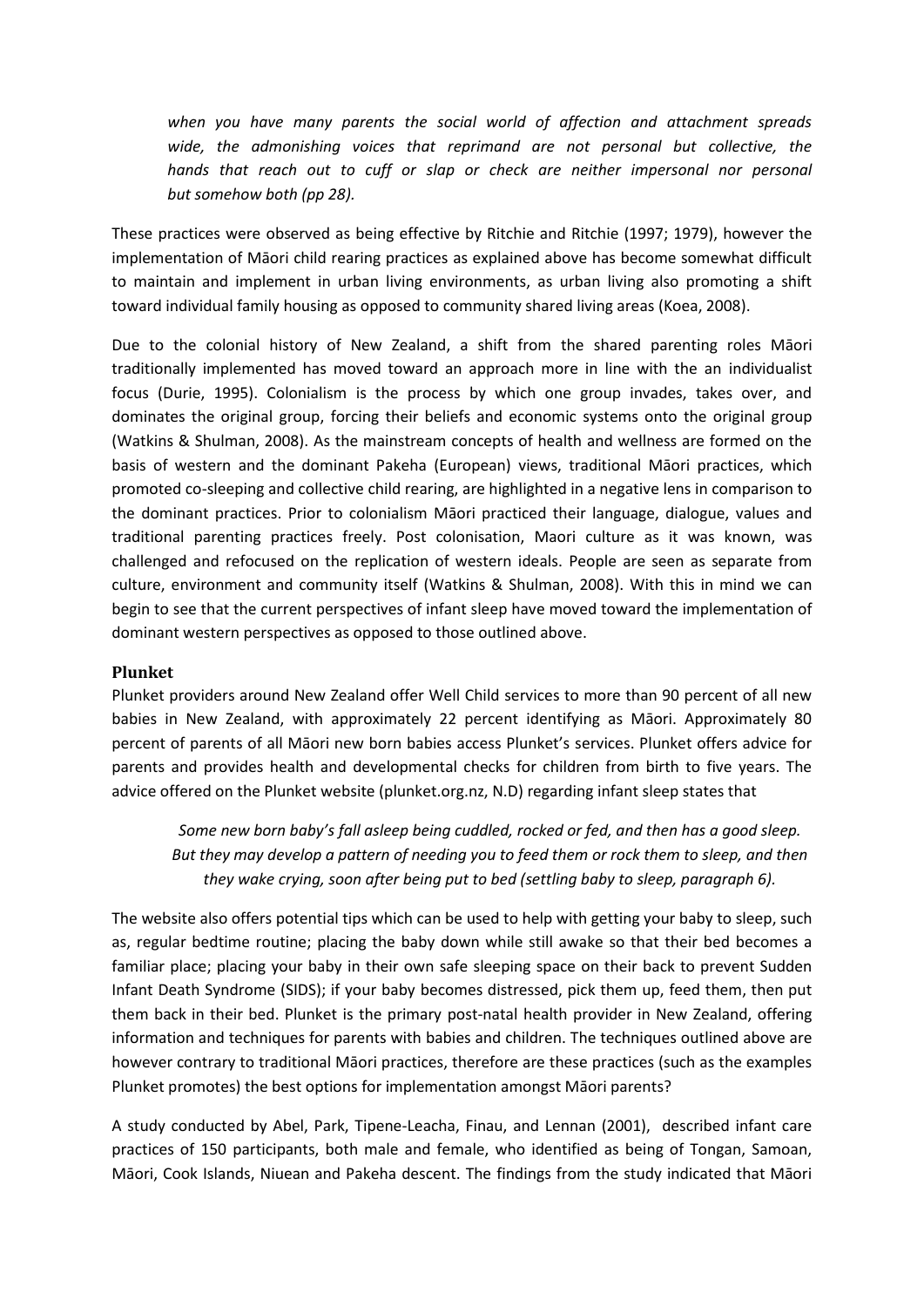> *when you have many parents the social world of affection and attachment spreads wide, the admonishing voices that reprimand are not personal but collective, the hands that reach out to cuff or slap or check are neither impersonal nor personal but somehow both (pp 28).*

These practices were observed as being effective by Ritchie and Ritchie (1997; 1979), however the implementation of Māori child rearing practices as explained above has become somewhat difficult to maintain and implement in urban living environments, as urban living also promoting a shift toward individual family housing as opposed to community shared living areas (Koea, 2008).

Due to the colonial history of New Zealand, a shift from the shared parenting roles Māori traditionally implemented has moved toward an approach more in line with the an individualist focus (Durie, 1995). Colonialism is the process by which one group invades, takes over, and dominates the original group, forcing their beliefs and economic systems onto the original group (Watkins & Shulman, 2008). As the mainstream concepts of health and wellness are formed on the basis of western and the dominant Pakeha (European) views, traditional Māori practices, which promoted co-sleeping and collective child rearing, are highlighted in a negative lens in comparison to the dominant practices. Prior to colonialism Māori practiced their language, dialogue, values and traditional parenting practices freely. Post colonisation, Maori culture as it was known, was challenged and refocused on the replication of western ideals. People are seen as separate from culture, environment and community itself (Watkins & Shulman, 2008). With this in mind we can begin to see that the current perspectives of infant sleep have moved toward the implementation of dominant western perspectives as opposed to those outlined above.

## Plunket

Plunket providers around New Zealand offer Well Child services to more than 90 percent of all new babies in New Zealand, with approximately 22 percent identifying as Māori. Approximately 80 percent of parents of all Māori new born babies access Plunket's services. Plunket offers advice for parents and provides health and developmental checks for children from birth to five years. The advice offered on the Plunket website (plunket.org.nz, N.D) regarding infant sleep states that

> *Some new born baby's fall asleep being cuddled, rocked or fed, and then has a good sleep. But they may develop a pattern of needing you to feed them or rock them to sleep, and then they wake crying, soon after being put to bed (settling baby to sleep, paragraph 6).*

The website also offers potential tips which can be used to help with getting your baby to sleep, such as, regular bedtime routine; placing the baby down while still awake so that their bed becomes a familiar place; placing your baby in their own safe sleeping space on their back to prevent Sudden Infant Death Syndrome (SIDS); if your baby becomes distressed, pick them up, feed them, then put them back in their bed. Plunket is the primary post-natal health provider in New Zealand, offering information and techniques for parents with babies and children. The techniques outlined above are however contrary to traditional Māori practices, therefore are these practices (such as the examples Plunket promotes) the best options for implementation amongst Māori parents?

A study conducted by Abel, Park, Tipene-Leacha, Finau, and Lennan (2001), described infant care practices of 150 participants, both male and female, who identified as being of Tongan, Samoan, Māori, Cook Islands, Niuean and Pakeha descent. The findings from the study indicated that Māori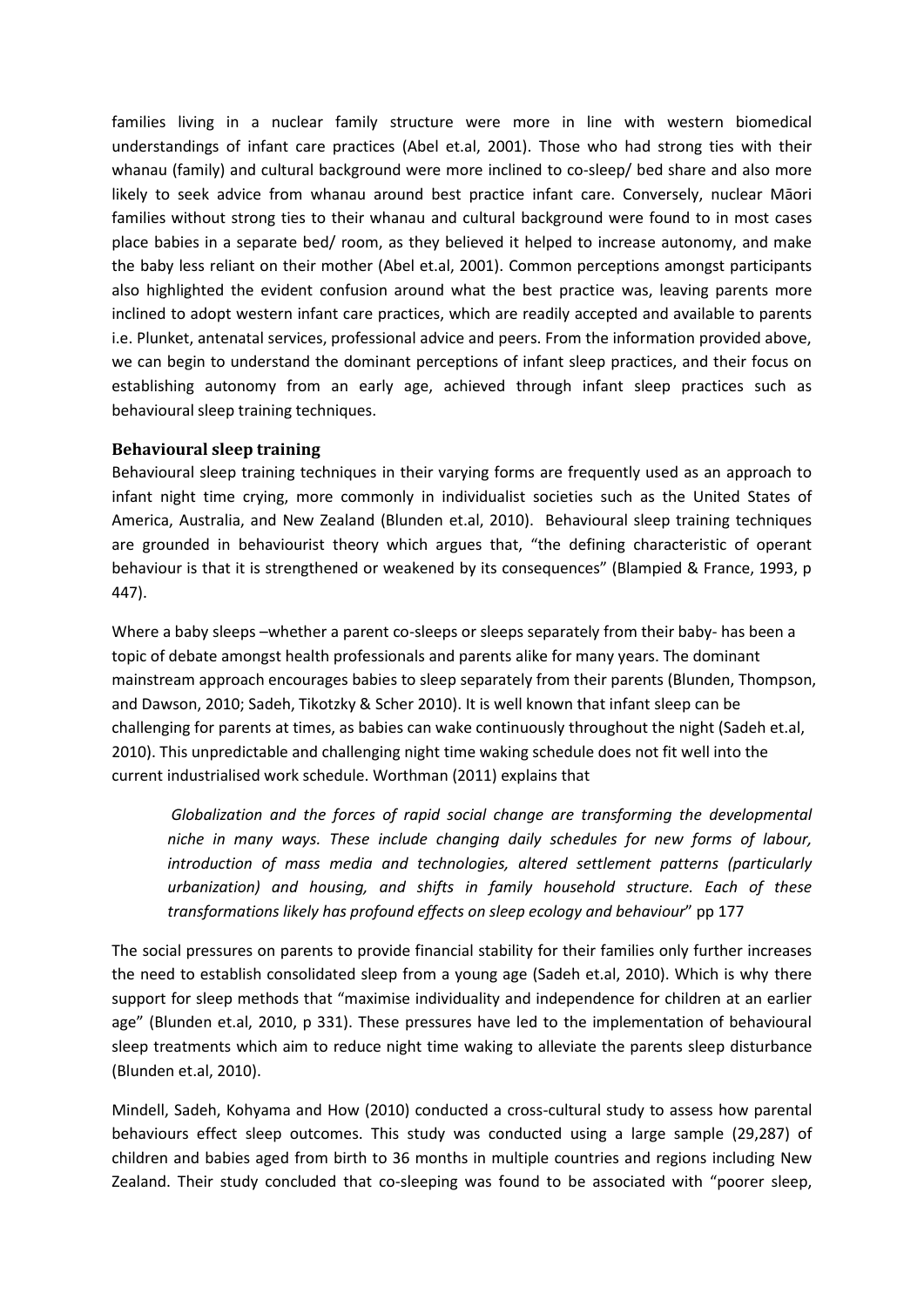families living in a nuclear family structure were more in line with western biomedical understandings of infant care practices (Abel et.al, 2001). Those who had strong ties with their whanau (family) and cultural background were more inclined to co-sleep/ bed share and also more likely to seek advice from whanau around best practice infant care. Conversely, nuclear Māori families without strong ties to their whanau and cultural background were found to in most cases place babies in a separate bed/ room, as they believed it helped to increase autonomy, and make the baby less reliant on their mother (Abel et.al, 2001). Common perceptions amongst participants also highlighted the evident confusion around what the best practice was, leaving parents more inclined to adopt western infant care practices, which are readily accepted and available to parents i.e. Plunket, antenatal services, professional advice and peers. From the information provided above, we can begin to understand the dominant perceptions of infant sleep practices, and their focus on establishing autonomy from an early age, achieved through infant sleep practices such as behavioural sleep training techniques.

### Behavioural sleep training

Behavioural sleep training techniques in their varying forms are frequently used as an approach to infant night time crying, more commonly in individualist societies such as the United States of America, Australia, and New Zealand (Blunden et.al, 2010). Behavioural sleep training techniques are grounded in behaviourist theory which argues that, "the defining characteristic of operant behaviour is that it is strengthened or weakened by its consequences" (Blampied & France, 1993, p 447).

Where a baby sleeps –whether a parent co-sleeps or sleeps separately from their baby- has been a topic of debate amongst health professionals and parents alike for many years. The dominant mainstream approach encourages babies to sleep separately from their parents (Blunden, Thompson, and Dawson, 2010; Sadeh, Tikotzky & Scher 2010). It is well known that infant sleep can be challenging for parents at times, as babies can wake continuously throughout the night (Sadeh et.al, 2010). This unpredictable and challenging night time waking schedule does not fit well into the current industrialised work schedule. Worthman (2011) explains that

> *Globalization and the forces of rapid social change are transforming the developmental niche in many ways. These include changing daily schedules for new forms of labour, introduction of mass media and technologies, altered settlement patterns (particularly urbanization) and housing, and shifts in family household structure. Each of these transformations likely has profound effects on sleep ecology and behaviour*" pp 177

The social pressures on parents to provide financial stability for their families only further increases the need to establish consolidated sleep from a young age (Sadeh et.al, 2010). Which is why there support for sleep methods that "maximise individuality and independence for children at an earlier age" (Blunden et.al, 2010, p 331). These pressures have led to the implementation of behavioural sleep treatments which aim to reduce night time waking to alleviate the parents sleep disturbance (Blunden et.al, 2010).

Mindell, Sadeh, Kohyama and How (2010) conducted a cross-cultural study to assess how parental behaviours effect sleep outcomes. This study was conducted using a large sample (29,287) of children and babies aged from birth to 36 months in multiple countries and regions including New Zealand. Their study concluded that co-sleeping was found to be associated with "poorer sleep,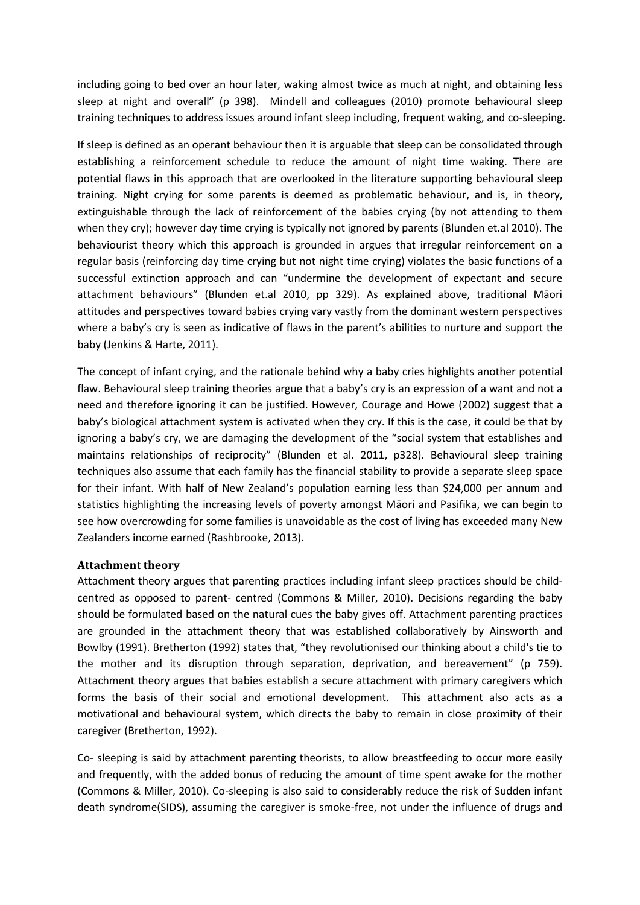including going to bed over an hour later, waking almost twice as much at night, and obtaining less sleep at night and overall" (p 398). Mindell and colleagues (2010) promote behavioural sleep training techniques to address issues around infant sleep including, frequent waking, and co-sleeping.

If sleep is defined as an operant behaviour then it is arguable that sleep can be consolidated through establishing a reinforcement schedule to reduce the amount of night time waking. There are potential flaws in this approach that are overlooked in the literature supporting behavioural sleep training. Night crying for some parents is deemed as problematic behaviour, and is, in theory, extinguishable through the lack of reinforcement of the babies crying (by not attending to them when they cry); however day time crying is typically not ignored by parents (Blunden et.al 2010). The behaviourist theory which this approach is grounded in argues that irregular reinforcement on a regular basis (reinforcing day time crying but not night time crying) violates the basic functions of a successful extinction approach and can "undermine the development of expectant and secure attachment behaviours" (Blunden et.al 2010, pp 329). As explained above, traditional Māori attitudes and perspectives toward babies crying vary vastly from the dominant western perspectives where a baby's cry is seen as indicative of flaws in the parent's abilities to nurture and support the baby (Jenkins & Harte, 2011).

The concept of infant crying, and the rationale behind why a baby cries highlights another potential flaw. Behavioural sleep training theories argue that a baby's cry is an expression of a want and not a need and therefore ignoring it can be justified. However, Courage and Howe (2002) suggest that a baby's biological attachment system is activated when they cry. If this is the case, it could be that by ignoring a baby's cry, we are damaging the development of the "social system that establishes and maintains relationships of reciprocity" (Blunden et al. 2011, p328). Behavioural sleep training techniques also assume that each family has the financial stability to provide a separate sleep space for their infant. With half of New Zealand's population earning less than $24,000 per annum and statistics highlighting the increasing levels of poverty amongst Māori and Pasifika, we can begin to see how overcrowding for some families is unavoidable as the cost of living has exceeded many New Zealanders income earned (Rashbrooke, 2013).

### Attachment theory

Attachment theory argues that parenting practices including infant sleep practices should be child-centred as opposed to parent- centred (Commons & Miller, 2010). Decisions regarding the baby should be formulated based on the natural cues the baby gives off. Attachment parenting practices are grounded in the attachment theory that was established collaboratively by Ainsworth and Bowlby (1991). Bretherton (1992) states that, "they revolutionised our thinking about a child's tie to the mother and its disruption through separation, deprivation, and bereavement" (p 759). Attachment theory argues that babies establish a secure attachment with primary caregivers which forms the basis of their social and emotional development. This attachment also acts as a motivational and behavioural system, which directs the baby to remain in close proximity of their caregiver (Bretherton, 1992).

Co- sleeping is said by attachment parenting theorists, to allow breastfeeding to occur more easily and frequently, with the added bonus of reducing the amount of time spent awake for the mother (Commons & Miller, 2010). Co-sleeping is also said to considerably reduce the risk of Sudden infant death syndrome(SIDS), assuming the caregiver is smoke-free, not under the influence of drugs and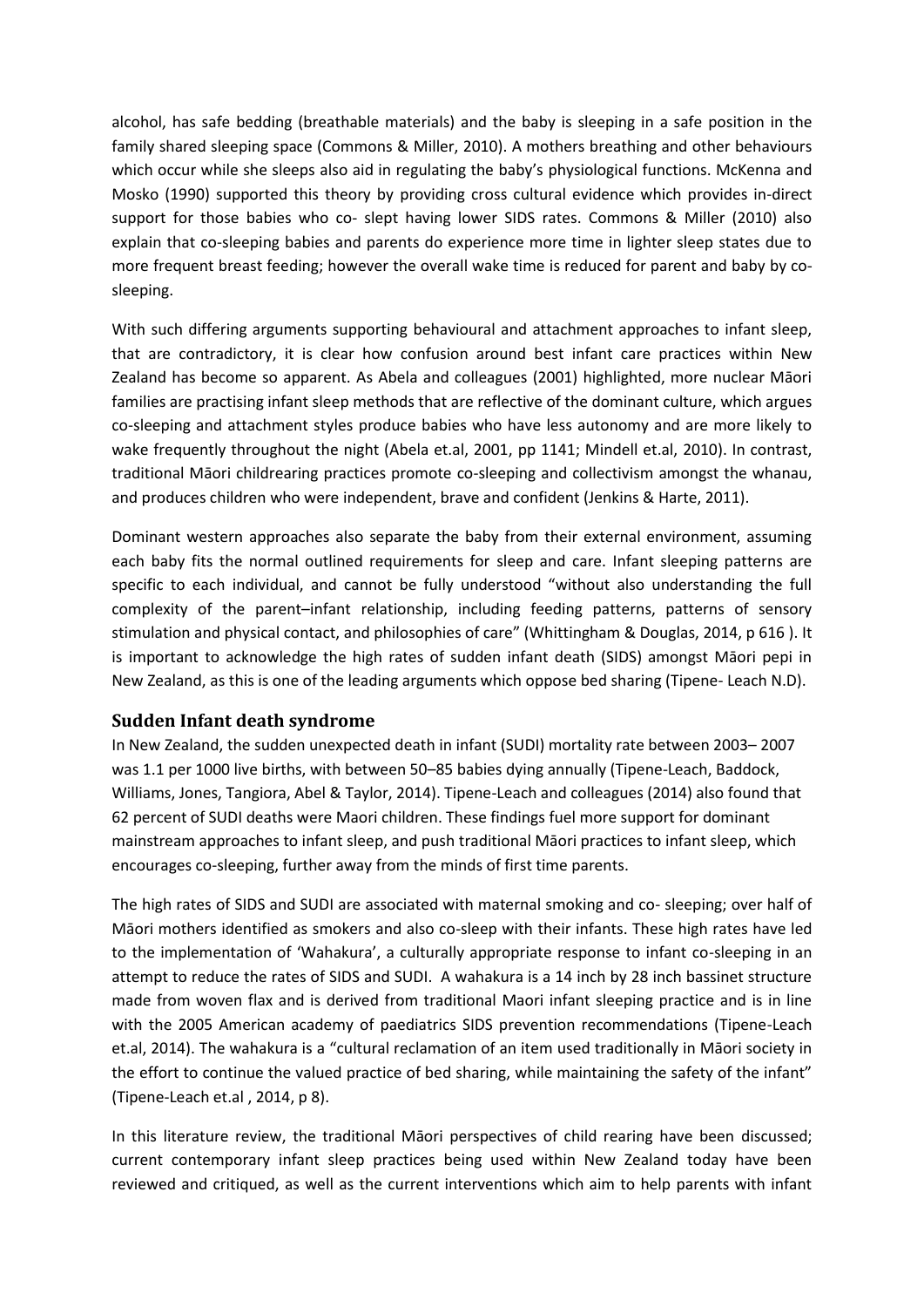alcohol, has safe bedding (breathable materials) and the baby is sleeping in a safe position in the family shared sleeping space (Commons & Miller, 2010). A mothers breathing and other behaviours which occur while she sleeps also aid in regulating the baby's physiological functions. McKenna and Mosko (1990) supported this theory by providing cross cultural evidence which provides in-direct support for those babies who co- slept having lower SIDS rates. Commons & Miller (2010) also explain that co-sleeping babies and parents do experience more time in lighter sleep states due to more frequent breast feeding; however the overall wake time is reduced for parent and baby by co-sleeping.

With such differing arguments supporting behavioural and attachment approaches to infant sleep, that are contradictory, it is clear how confusion around best infant care practices within New Zealand has become so apparent. As Abela and colleagues (2001) highlighted, more nuclear Māori families are practising infant sleep methods that are reflective of the dominant culture, which argues co-sleeping and attachment styles produce babies who have less autonomy and are more likely to wake frequently throughout the night (Abela et.al, 2001, pp 1141; Mindell et.al, 2010). In contrast, traditional Māori childrearing practices promote co-sleeping and collectivism amongst the whanau, and produces children who were independent, brave and confident (Jenkins & Harte, 2011).

Dominant western approaches also separate the baby from their external environment, assuming each baby fits the normal outlined requirements for sleep and care. Infant sleeping patterns are specific to each individual, and cannot be fully understood "without also understanding the full complexity of the parent–infant relationship, including feeding patterns, patterns of sensory stimulation and physical contact, and philosophies of care" (Whittingham & Douglas, 2014, p 616 ). It is important to acknowledge the high rates of sudden infant death (SIDS) amongst Māori pepi in New Zealand, as this is one of the leading arguments which oppose bed sharing (Tipene- Leach N.D).

## Sudden Infant death syndrome

In New Zealand, the sudden unexpected death in infant (SUDI) mortality rate between 2003– 2007 was 1.1 per 1000 live births, with between 50–85 babies dying annually (Tipene-Leach, Baddock, Williams, Jones, Tangiora, Abel & Taylor, 2014). Tipene-Leach and colleagues (2014) also found that 62 percent of SUDI deaths were Maori children. These findings fuel more support for dominant mainstream approaches to infant sleep, and push traditional Māori practices to infant sleep, which encourages co-sleeping, further away from the minds of first time parents.

The high rates of SIDS and SUDI are associated with maternal smoking and co- sleeping; over half of Māori mothers identified as smokers and also co-sleep with their infants. These high rates have led to the implementation of 'Wahakura', a culturally appropriate response to infant co-sleeping in an attempt to reduce the rates of SIDS and SUDI. A wahakura is a 14 inch by 28 inch bassinet structure made from woven flax and is derived from traditional Maori infant sleeping practice and is in line with the 2005 American academy of paediatrics SIDS prevention recommendations (Tipene-Leach et.al, 2014). The wahakura is a "cultural reclamation of an item used traditionally in Māori society in the effort to continue the valued practice of bed sharing, while maintaining the safety of the infant" (Tipene-Leach et.al , 2014, p 8).

In this literature review, the traditional Māori perspectives of child rearing have been discussed; current contemporary infant sleep practices being used within New Zealand today have been reviewed and critiqued, as well as the current interventions which aim to help parents with infant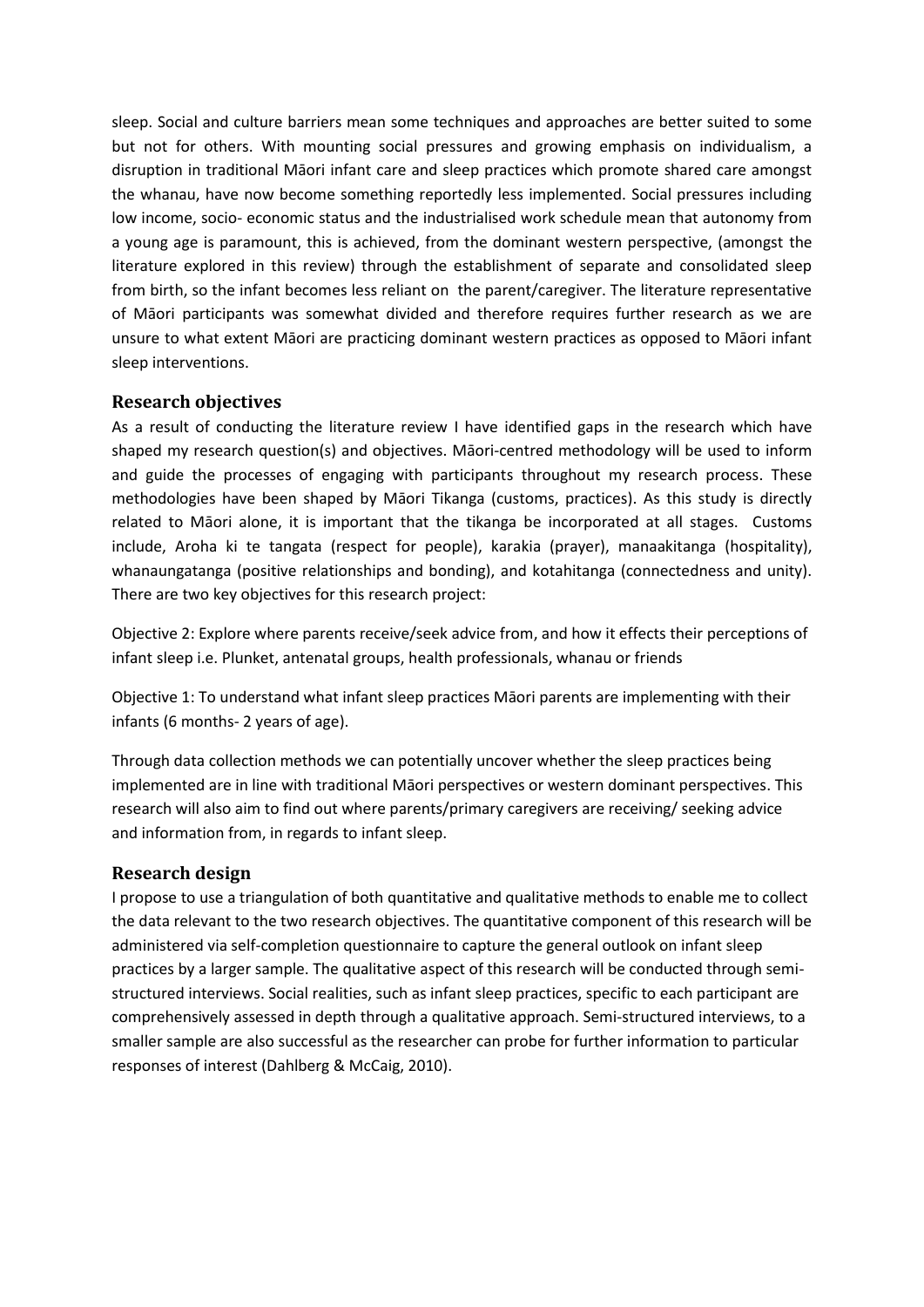sleep. Social and culture barriers mean some techniques and approaches are better suited to some but not for others. With mounting social pressures and growing emphasis on individualism, a disruption in traditional Māori infant care and sleep practices which promote shared care amongst the whanau, have now become something reportedly less implemented. Social pressures including low income, socio- economic status and the industrialised work schedule mean that autonomy from a young age is paramount, this is achieved, from the dominant western perspective, (amongst the literature explored in this review) through the establishment of separate and consolidated sleep from birth, so the infant becomes less reliant on the parent/caregiver. The literature representative of Māori participants was somewhat divided and therefore requires further research as we are unsure to what extent Māori are practicing dominant western practices as opposed to Māori infant sleep interventions.

## Research objectives

As a result of conducting the literature review I have identified gaps in the research which have shaped my research question(s) and objectives. Māori-centred methodology will be used to inform and guide the processes of engaging with participants throughout my research process. These methodologies have been shaped by Māori Tikanga (customs, practices). As this study is directly related to Māori alone, it is important that the tikanga be incorporated at all stages. Customs include, Aroha ki te tangata (respect for people), karakia (prayer), manaakitanga (hospitality), whanaungatanga (positive relationships and bonding), and kotahitanga (connectedness and unity). There are two key objectives for this research project:

Objective 2: Explore where parents receive/seek advice from, and how it effects their perceptions of infant sleep i.e. Plunket, antenatal groups, health professionals, whanau or friends

Objective 1: To understand what infant sleep practices Māori parents are implementing with their infants (6 months- 2 years of age).

Through data collection methods we can potentially uncover whether the sleep practices being implemented are in line with traditional Māori perspectives or western dominant perspectives. This research will also aim to find out where parents/primary caregivers are receiving/ seeking advice and information from, in regards to infant sleep.

## Research design

I propose to use a triangulation of both quantitative and qualitative methods to enable me to collect the data relevant to the two research objectives. The quantitative component of this research will be administered via self-completion questionnaire to capture the general outlook on infant sleep practices by a larger sample. The qualitative aspect of this research will be conducted through semi-structured interviews. Social realities, such as infant sleep practices, specific to each participant are comprehensively assessed in depth through a qualitative approach. Semi-structured interviews, to a smaller sample are also successful as the researcher can probe for further information to particular responses of interest (Dahlberg & McCaig, 2010).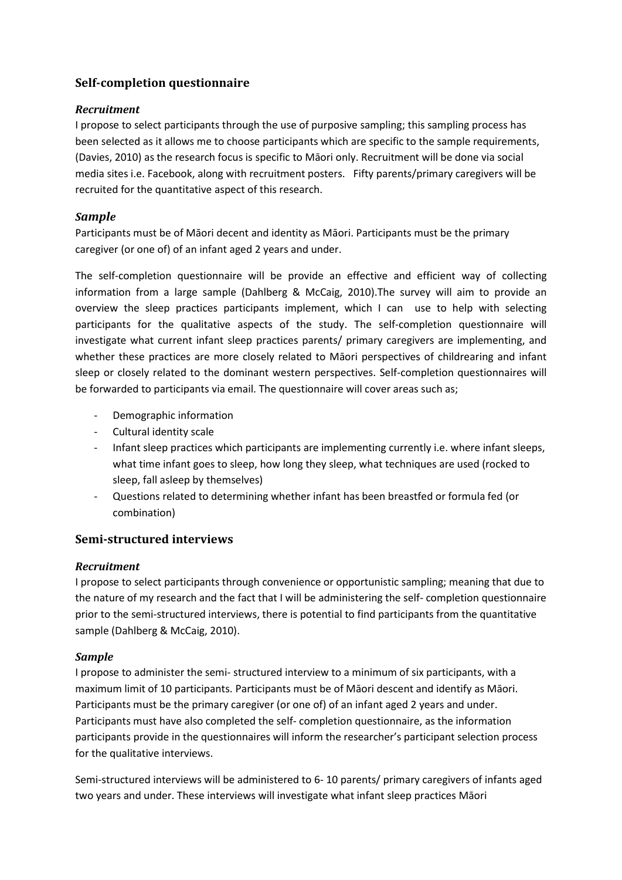## Self-completion questionnaire

### *Recruitment*

I propose to select participants through the use of purposive sampling; this sampling process has been selected as it allows me to choose participants which are specific to the sample requirements, (Davies, 2010) as the research focus is specific to Māori only. Recruitment will be done via social media sites i.e. Facebook, along with recruitment posters.   Fifty parents/primary caregivers will be recruited for the quantitative aspect of this research.

### *Sample*

Participants must be of Māori decent and identity as Māori. Participants must be the primary caregiver (or one of) of an infant aged 2 years and under.

The self-completion questionnaire will be provide an effective and efficient way of collecting information from a large sample (Dahlberg & McCaig, 2010).The survey will aim to provide an overview the sleep practices participants implement, which I can  use to help with selecting participants for the qualitative aspects of the study. The self-completion questionnaire will investigate what current infant sleep practices parents/ primary caregivers are implementing, and whether these practices are more closely related to Māori perspectives of childrearing and infant sleep or closely related to the dominant western perspectives. Self-completion questionnaires will be forwarded to participants via email. The questionnaire will cover areas such as;

- Demographic information
- Cultural identity scale
- Infant sleep practices which participants are implementing currently i.e. where infant sleeps, what time infant goes to sleep, how long they sleep, what techniques are used (rocked to sleep, fall asleep by themselves)
- Questions related to determining whether infant has been breastfed or formula fed (or combination)

## Semi-structured interviews

### *Recruitment*

I propose to select participants through convenience or opportunistic sampling; meaning that due to the nature of my research and the fact that I will be administering the self- completion questionnaire prior to the semi-structured interviews, there is potential to find participants from the quantitative sample (Dahlberg & McCaig, 2010).

### *Sample*

I propose to administer the semi- structured interview to a minimum of six participants, with a maximum limit of 10 participants. Participants must be of Māori descent and identify as Māori. Participants must be the primary caregiver (or one of) of an infant aged 2 years and under. Participants must have also completed the self- completion questionnaire, as the information participants provide in the questionnaires will inform the researcher's participant selection process for the qualitative interviews.

Semi-structured interviews will be administered to 6- 10 parents/ primary caregivers of infants aged two years and under. These interviews will investigate what infant sleep practices Māori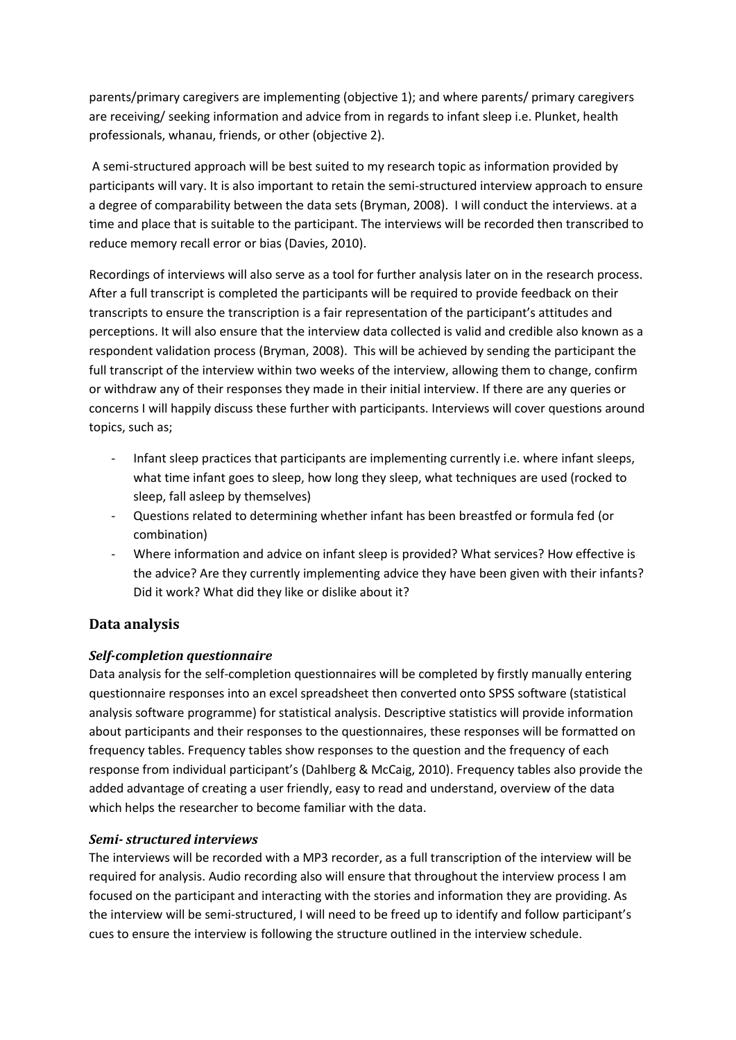parents/primary caregivers are implementing (objective 1); and where parents/ primary caregivers are receiving/ seeking information and advice from in regards to infant sleep i.e. Plunket, health professionals, whanau, friends, or other (objective 2).

A semi-structured approach will be best suited to my research topic as information provided by participants will vary. It is also important to retain the semi-structured interview approach to ensure a degree of comparability between the data sets (Bryman, 2008). I will conduct the interviews. at a time and place that is suitable to the participant. The interviews will be recorded then transcribed to reduce memory recall error or bias (Davies, 2010).

Recordings of interviews will also serve as a tool for further analysis later on in the research process. After a full transcript is completed the participants will be required to provide feedback on their transcripts to ensure the transcription is a fair representation of the participant's attitudes and perceptions. It will also ensure that the interview data collected is valid and credible also known as a respondent validation process (Bryman, 2008). This will be achieved by sending the participant the full transcript of the interview within two weeks of the interview, allowing them to change, confirm or withdraw any of their responses they made in their initial interview. If there are any queries or concerns I will happily discuss these further with participants. Interviews will cover questions around topics, such as;

- Infant sleep practices that participants are implementing currently i.e. where infant sleeps, what time infant goes to sleep, how long they sleep, what techniques are used (rocked to sleep, fall asleep by themselves)
- Questions related to determining whether infant has been breastfed or formula fed (or combination)
- Where information and advice on infant sleep is provided? What services? How effective is the advice? Are they currently implementing advice they have been given with their infants? Did it work? What did they like or dislike about it?

## Data analysis

### *Self-completion questionnaire*

Data analysis for the self-completion questionnaires will be completed by firstly manually entering questionnaire responses into an excel spreadsheet then converted onto SPSS software (statistical analysis software programme) for statistical analysis. Descriptive statistics will provide information about participants and their responses to the questionnaires, these responses will be formatted on frequency tables. Frequency tables show responses to the question and the frequency of each response from individual participant's (Dahlberg & McCaig, 2010). Frequency tables also provide the added advantage of creating a user friendly, easy to read and understand, overview of the data which helps the researcher to become familiar with the data.

### *Semi- structured interviews*

The interviews will be recorded with a MP3 recorder, as a full transcription of the interview will be required for analysis. Audio recording also will ensure that throughout the interview process I am focused on the participant and interacting with the stories and information they are providing. As the interview will be semi-structured, I will need to be freed up to identify and follow participant's cues to ensure the interview is following the structure outlined in the interview schedule.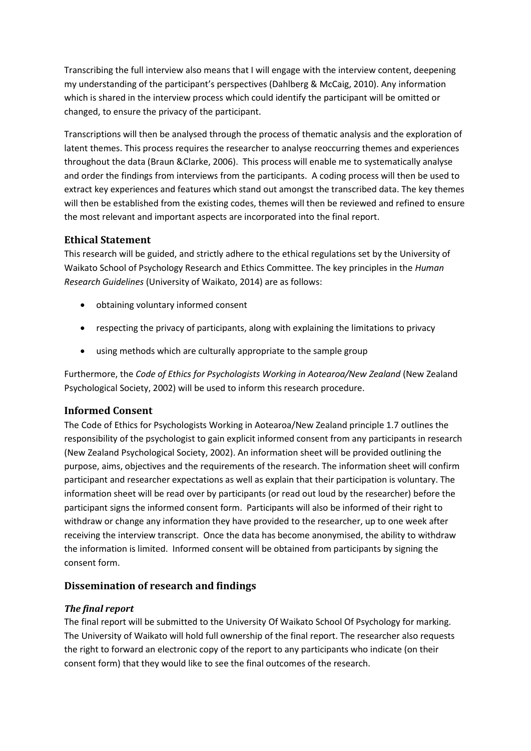Transcribing the full interview also means that I will engage with the interview content, deepening my understanding of the participant's perspectives (Dahlberg & McCaig, 2010). Any information which is shared in the interview process which could identify the participant will be omitted or changed, to ensure the privacy of the participant.

Transcriptions will then be analysed through the process of thematic analysis and the exploration of latent themes. This process requires the researcher to analyse reoccurring themes and experiences throughout the data (Braun &Clarke, 2006). This process will enable me to systematically analyse and order the findings from interviews from the participants. A coding process will then be used to extract key experiences and features which stand out amongst the transcribed data. The key themes will then be established from the existing codes, themes will then be reviewed and refined to ensure the most relevant and important aspects are incorporated into the final report.

## Ethical Statement

This research will be guided, and strictly adhere to the ethical regulations set by the University of Waikato School of Psychology Research and Ethics Committee. The key principles in the *Human Research Guidelines* (University of Waikato, 2014) are as follows:

- obtaining voluntary informed consent
- respecting the privacy of participants, along with explaining the limitations to privacy
- using methods which are culturally appropriate to the sample group

Furthermore, the *Code of Ethics for Psychologists Working in Aotearoa/New Zealand* (New Zealand Psychological Society, 2002) will be used to inform this research procedure.

## Informed Consent

The Code of Ethics for Psychologists Working in Aotearoa/New Zealand principle 1.7 outlines the responsibility of the psychologist to gain explicit informed consent from any participants in research (New Zealand Psychological Society, 2002). An information sheet will be provided outlining the purpose, aims, objectives and the requirements of the research. The information sheet will confirm participant and researcher expectations as well as explain that their participation is voluntary. The information sheet will be read over by participants (or read out loud by the researcher) before the participant signs the informed consent form. Participants will also be informed of their right to withdraw or change any information they have provided to the researcher, up to one week after receiving the interview transcript. Once the data has become anonymised, the ability to withdraw the information is limited. Informed consent will be obtained from participants by signing the consent form.

## Dissemination of research and findings

### *The final report*

The final report will be submitted to the University Of Waikato School Of Psychology for marking. The University of Waikato will hold full ownership of the final report. The researcher also requests the right to forward an electronic copy of the report to any participants who indicate (on their consent form) that they would like to see the final outcomes of the research.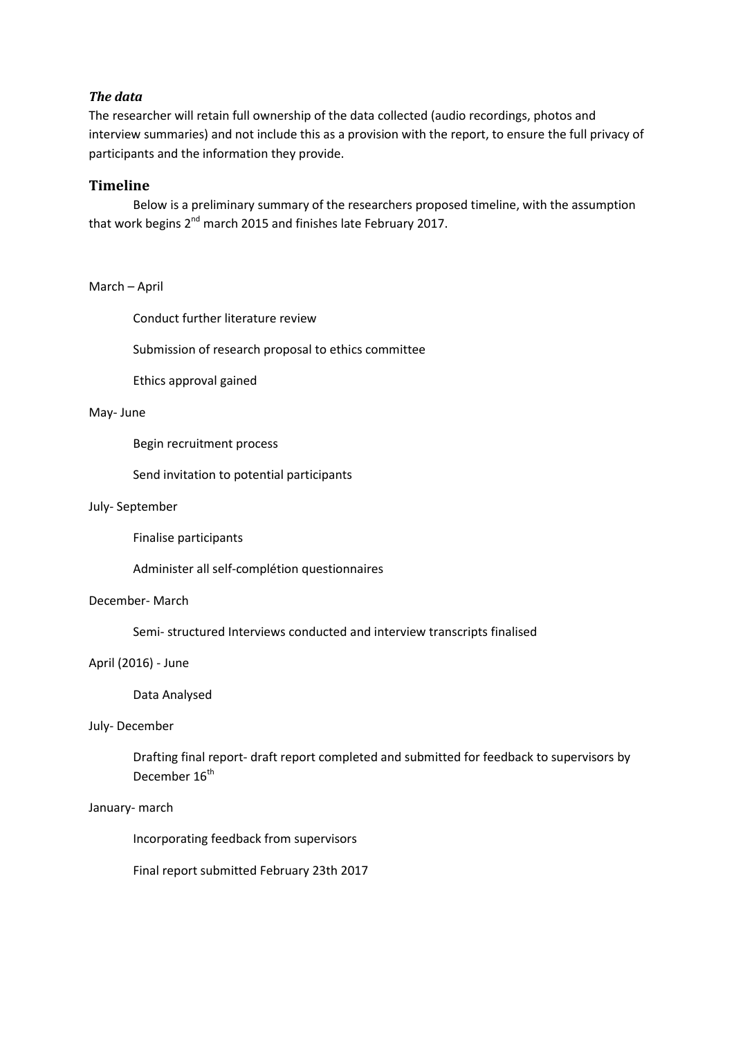### *The data*

The researcher will retain full ownership of the data collected (audio recordings, photos and interview summaries) and not include this as a provision with the report, to ensure the full privacy of participants and the information they provide.

## Timeline

Below is a preliminary summary of the researchers proposed timeline, with the assumption that work begins 2nd march 2015 and finishes late February 2017.

March – April

Conduct further literature review

Submission of research proposal to ethics committee

Ethics approval gained

May- June

Begin recruitment process

Send invitation to potential participants

July- September

Finalise participants

Administer all self-complétion questionnaires

December- March

Semi- structured Interviews conducted and interview transcripts finalised

April (2016) - June

Data Analysed

July- December

Drafting final report- draft report completed and submitted for feedback to supervisors by December 16th

January- march

Incorporating feedback from supervisors

Final report submitted February 23th 2017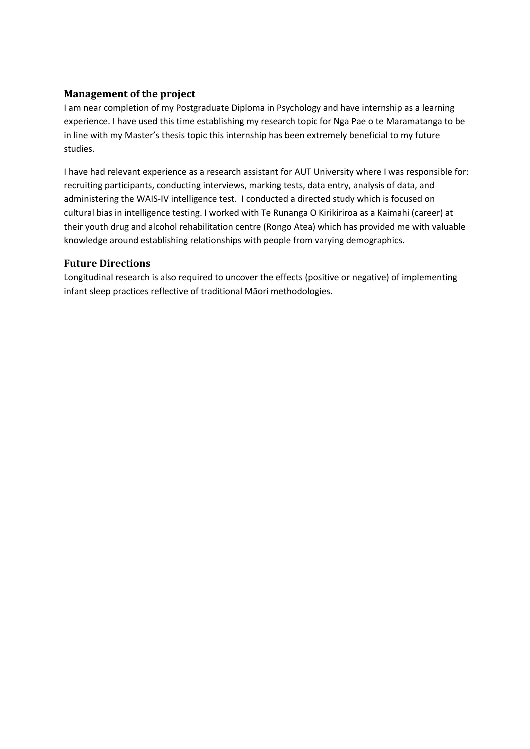## Management of the project

I am near completion of my Postgraduate Diploma in Psychology and have internship as a learning experience. I have used this time establishing my research topic for Nga Pae o te Maramatanga to be in line with my Master's thesis topic this internship has been extremely beneficial to my future studies.

I have had relevant experience as a research assistant for AUT University where I was responsible for: recruiting participants, conducting interviews, marking tests, data entry, analysis of data, and administering the WAIS-IV intelligence test. I conducted a directed study which is focused on cultural bias in intelligence testing. I worked with Te Runanga O Kirikiriroa as a Kaimahi (career) at their youth drug and alcohol rehabilitation centre (Rongo Atea) which has provided me with valuable knowledge around establishing relationships with people from varying demographics.

## Future Directions

Longitudinal research is also required to uncover the effects (positive or negative) of implementing infant sleep practices reflective of traditional Māori methodologies.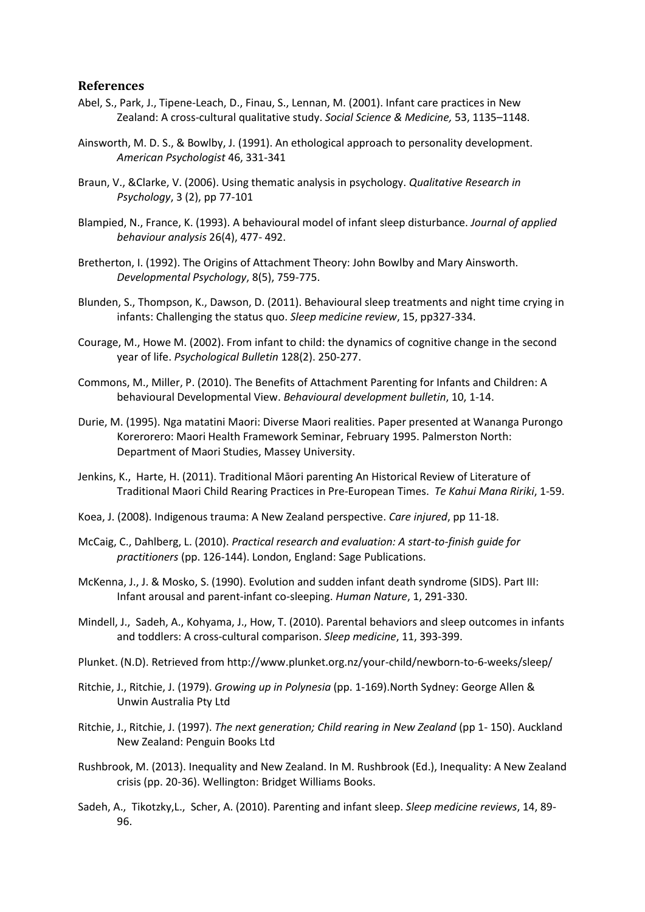## References

Abel, S., Park, J., Tipene-Leach, D., Finau, S., Lennan, M. (2001). Infant care practices in New Zealand: A cross-cultural qualitative study. *Social Science & Medicine,* 53, 1135–1148.

Ainsworth, M. D. S., & Bowlby, J. (1991). An ethological approach to personality development. *American Psychologist* 46, 331-341

Braun, V., &Clarke, V. (2006). Using thematic analysis in psychology. *Qualitative Research in Psychology*, 3 (2), pp 77-101

Blampied, N., France, K. (1993). A behavioural model of infant sleep disturbance. *Journal of applied behaviour analysis* 26(4), 477- 492.

Bretherton, I. (1992). The Origins of Attachment Theory: John Bowlby and Mary Ainsworth. *Developmental Psychology*, 8(5), 759-775.

Blunden, S., Thompson, K., Dawson, D. (2011). Behavioural sleep treatments and night time crying in infants: Challenging the status quo. *Sleep medicine review*, 15, pp327-334.

Courage, M., Howe M. (2002). From infant to child: the dynamics of cognitive change in the second year of life. *Psychological Bulletin* 128(2). 250-277.

Commons, M., Miller, P. (2010). The Benefits of Attachment Parenting for Infants and Children: A behavioural Developmental View. *Behavioural development bulletin*, 10, 1-14.

Durie, M. (1995). Nga matatini Maori: Diverse Maori realities. Paper presented at Wananga Purongo Korerorero: Maori Health Framework Seminar, February 1995. Palmerston North: Department of Maori Studies, Massey University.

Jenkins, K., Harte, H. (2011). Traditional Māori parenting An Historical Review of Literature of Traditional Maori Child Rearing Practices in Pre-European Times. *Te Kahui Mana Ririki*, 1-59.

Koea, J. (2008). Indigenous trauma: A New Zealand perspective. *Care injured*, pp 11-18.

McCaig, C., Dahlberg, L. (2010). *Practical research and evaluation: A start-to-finish guide for practitioners* (pp. 126-144). London, England: Sage Publications.

McKenna, J., J. & Mosko, S. (1990). Evolution and sudden infant death syndrome (SIDS). Part III: Infant arousal and parent-infant co-sleeping. *Human Nature*, 1, 291-330.

Mindell, J., Sadeh, A., Kohyama, J., How, T. (2010). Parental behaviors and sleep outcomes in infants and toddlers: A cross-cultural comparison. *Sleep medicine*, 11, 393-399.

Plunket. (N.D). Retrieved from http://www.plunket.org.nz/your-child/newborn-to-6-weeks/sleep/

Ritchie, J., Ritchie, J. (1979). *Growing up in Polynesia* (pp. 1-169).North Sydney: George Allen & Unwin Australia Pty Ltd

Ritchie, J., Ritchie, J. (1997). *The next generation; Child rearing in New Zealand* (pp 1- 150). Auckland New Zealand: Penguin Books Ltd

Rushbrook, M. (2013). Inequality and New Zealand. In M. Rushbrook (Ed.), Inequality: A New Zealand crisis (pp. 20-36). Wellington: Bridget Williams Books.

Sadeh, A., Tikotzky,L., Scher, A. (2010). Parenting and infant sleep. *Sleep medicine reviews*, 14, 89-96.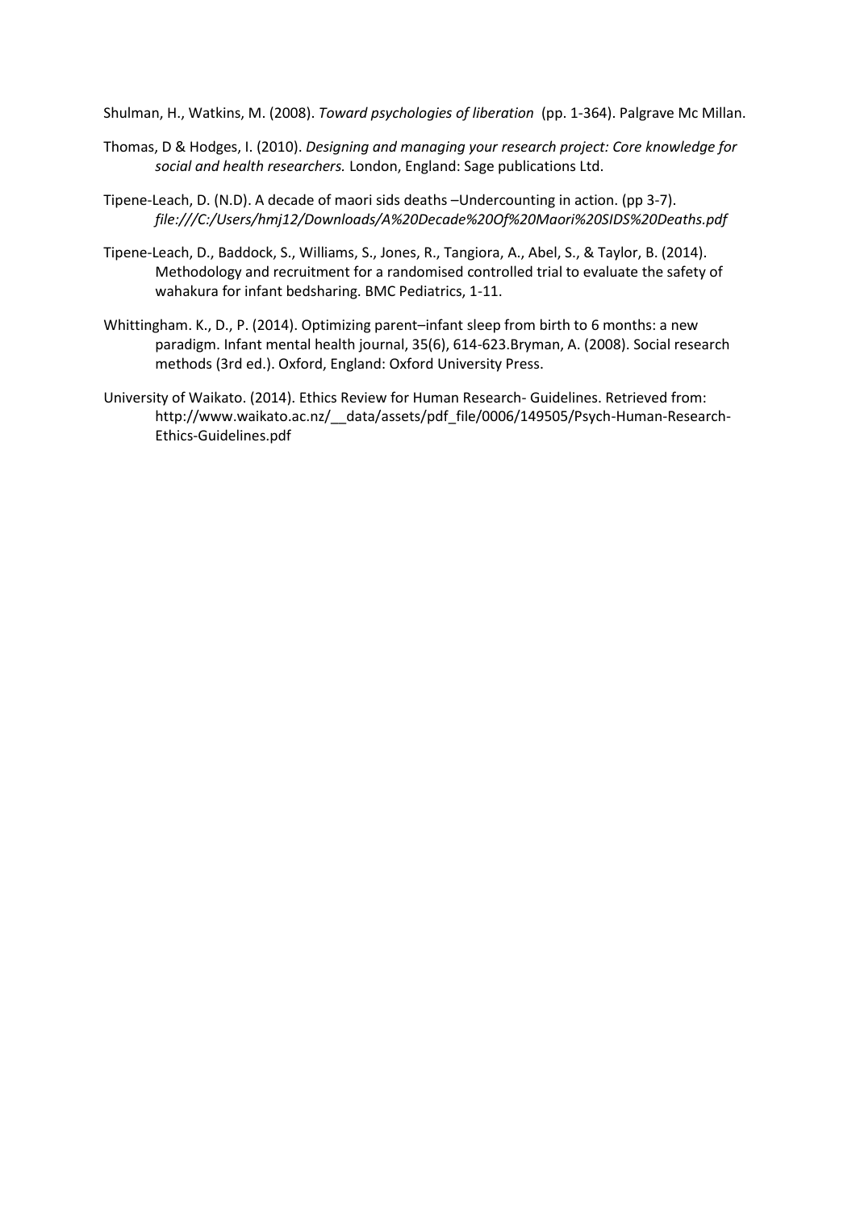Shulman, H., Watkins, M. (2008). *Toward psychologies of liberation* (pp. 1-364). Palgrave Mc Millan.

Thomas, D & Hodges, I. (2010). *Designing and managing your research project: Core knowledge for social and health researchers.* London, England: Sage publications Ltd.

Tipene-Leach, D. (N.D). A decade of maori sids deaths –Undercounting in action. (pp 3-7). *file:///C:/Users/hmj12/Downloads/A%20Decade%20Of%20Maori%20SIDS%20Deaths.pdf*

Tipene-Leach, D., Baddock, S., Williams, S., Jones, R., Tangiora, A., Abel, S., & Taylor, B. (2014). Methodology and recruitment for a randomised controlled trial to evaluate the safety of wahakura for infant bedsharing. BMC Pediatrics, 1-11.

Whittingham. K., D., P. (2014). Optimizing parent–infant sleep from birth to 6 months: a new paradigm. Infant mental health journal, 35(6), 614-623.Bryman, A. (2008). Social research methods (3rd ed.). Oxford, England: Oxford University Press.

University of Waikato. (2014). Ethics Review for Human Research- Guidelines. Retrieved from: http://www.waikato.ac.nz/__data/assets/pdf_file/0006/149505/Psych-Human-Research-Ethics-Guidelines.pdf